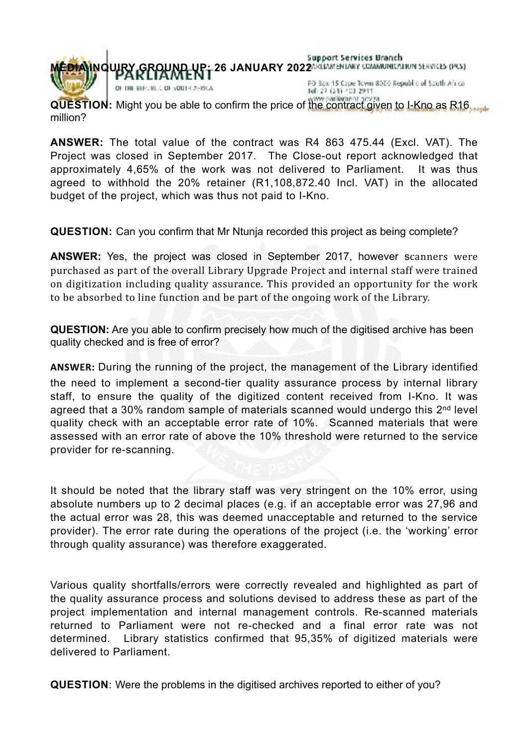**MEDIA INQUIRY GROUND UP: 26 JANUARY 2022**

**QUESTION:** Might you be able to confirm the price of the contract given to I-Kno as R16 million?

**ANSWER:** The total value of the contract was R4 863 475.44 (Excl. VAT). The Project was closed in September 2017. The Close-out report acknowledged that approximately 4,65% of the work was not delivered to Parliament. It was thus agreed to withhold the 20% retainer (R1,108,872.40 Incl. VAT) in the allocated budget of the project, which was thus not paid to I-Kno.

**QUESTION:** Can you confirm that Mr Ntunja recorded this project as being complete?

**ANSWER:** Yes, the project was closed in September 2017, however scanners were purchased as part of the overall Library Upgrade Project and internal staff were trained on digitization including quality assurance. This provided an opportunity for the work to be absorbed to line function and be part of the ongoing work of the Library.

**QUESTION:** Are you able to confirm precisely how much of the digitised archive has been quality checked and is free of error?

**ANSWER:** During the running of the project, the management of the Library identified the need to implement a second-tier quality assurance process by internal library staff, to ensure the quality of the digitized content received from I-Kno. It was agreed that a 30% random sample of materials scanned would undergo this 2nd level quality check with an acceptable error rate of 10%. Scanned materials that were assessed with an error rate of above the 10% threshold were returned to the service provider for re-scanning.

It should be noted that the library staff was very stringent on the 10% error, using absolute numbers up to 2 decimal places (e.g. if an acceptable error was 27,96 and the actual error was 28, this was deemed unacceptable and returned to the service provider). The error rate during the operations of the project (i.e. the 'working' error through quality assurance) was therefore exaggerated.

Various quality shortfalls/errors were correctly revealed and highlighted as part of the quality assurance process and solutions devised to address these as part of the project implementation and internal management controls. Re-scanned materials returned to Parliament were not re-checked and a final error rate was not determined. Library statistics confirmed that 95,35% of digitized materials were delivered to Parliament.

**QUESTION**: Were the problems in the digitised archives reported to either of you?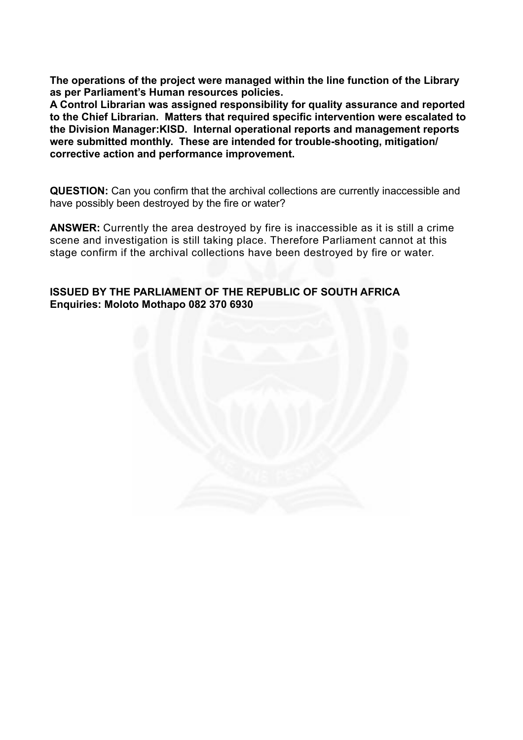**The operations of the project were managed within the line function of the Library as per Parliament's Human resources policies.**
**A Control Librarian was assigned responsibility for quality assurance and reported to the Chief Librarian. Matters that required specific intervention were escalated to the Division Manager:KISD. Internal operational reports and management reports were submitted monthly. These are intended for trouble-shooting, mitigation/ corrective action and performance improvement.**

**QUESTION:** Can you confirm that the archival collections are currently inaccessible and have possibly been destroyed by the fire or water?

**ANSWER:** Currently the area destroyed by fire is inaccessible as it is still a crime scene and investigation is still taking place. Therefore Parliament cannot at this stage confirm if the archival collections have been destroyed by fire or water.

**ISSUED BY THE PARLIAMENT OF THE REPUBLIC OF SOUTH AFRICA**
**Enquiries: Moloto Mothapo 082 370 6930**